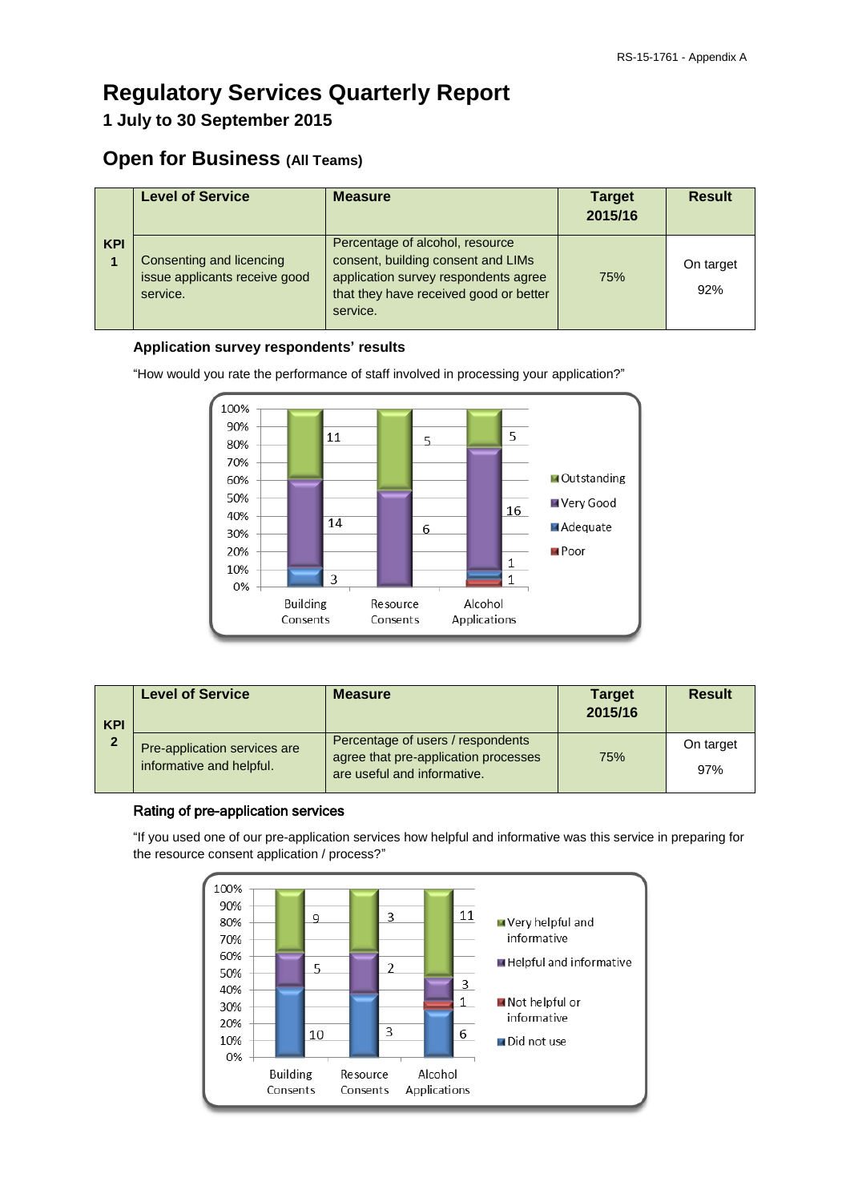# Regulatory Services Quarterly Report

## 1 July to 30 September 2015

## Open for Business (All Teams)

| | Level of Service | Measure | Target 2015/16 | Result |
|---|---|---|---|---|
| KPI 1 | Consenting and licencing issue applicants receive good service. | Percentage of alcohol, resource consent, building consent and LIMs application survey respondents agree that they have received good or better service. | 75% | On target 92% |

**Application survey respondents' results**

"How would you rate the performance of staff involved in processing your application?"

| | Building Consents | Resource Consents | Alcohol Applications |
|---|---|---|---|
| Outstanding | 11 | 5 | 5 |
| Very Good | 14 | 6 | 16 |
| Adequate | 3 | | 1 |
| Poor | | | 1 |

| | Level of Service | Measure | Target 2015/16 | Result |
|---|---|---|---|---|
| KPI 2 | Pre-application services are informative and helpful. | Percentage of users / respondents agree that pre-application processes are useful and informative. | 75% | On target 97% |

**Rating of pre-application services**

"If you used one of our pre-application services how helpful and informative was this service in preparing for the resource consent application / process?"

| | Building Consents | Resource Consents | Alcohol Applications |
|---|---|---|---|
| Very helpful and informative | 9 | 3 | 11 |
| Helpful and informative | 5 | 2 | 3 |
| Not helpful or informative | | | 1 |
| Did not use | 10 | 3 | 6 |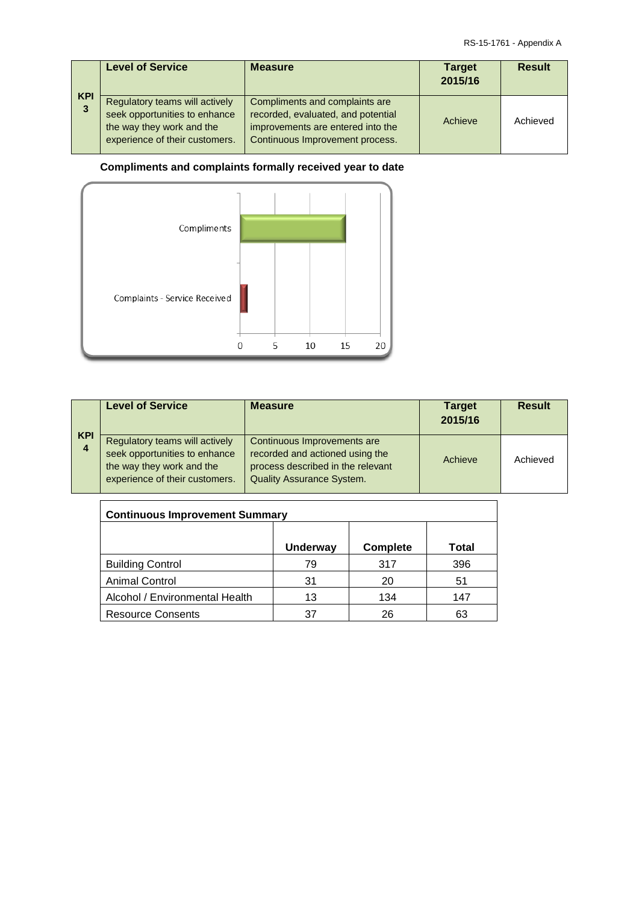| KPI 3 | Level of Service | Measure | Target 2015/16 | Result |
|---|---|---|---|---|
| | Regulatory teams will actively seek opportunities to enhance the way they work and the experience of their customers. | Compliments and complaints are recorded, evaluated, and potential improvements are entered into the Continuous Improvement process. | Achieve | Achieved |

**Compliments and complaints formally received year to date**

| KPI 4 | Level of Service | Measure | Target 2015/16 | Result |
|---|---|---|---|---|
| | Regulatory teams will actively seek opportunities to enhance the way they work and the experience of their customers. | Continuous Improvements are recorded and actioned using the process described in the relevant Quality Assurance System. | Achieve | Achieved |

**Continuous Improvement Summary**

| | Underway | Complete | Total |
|---|---|---|---|
| Building Control | 79 | 317 | 396 |
| Animal Control | 31 | 20 | 51 |
| Alcohol / Environmental Health | 13 | 134 | 147 |
| Resource Consents | 37 | 26 | 63 |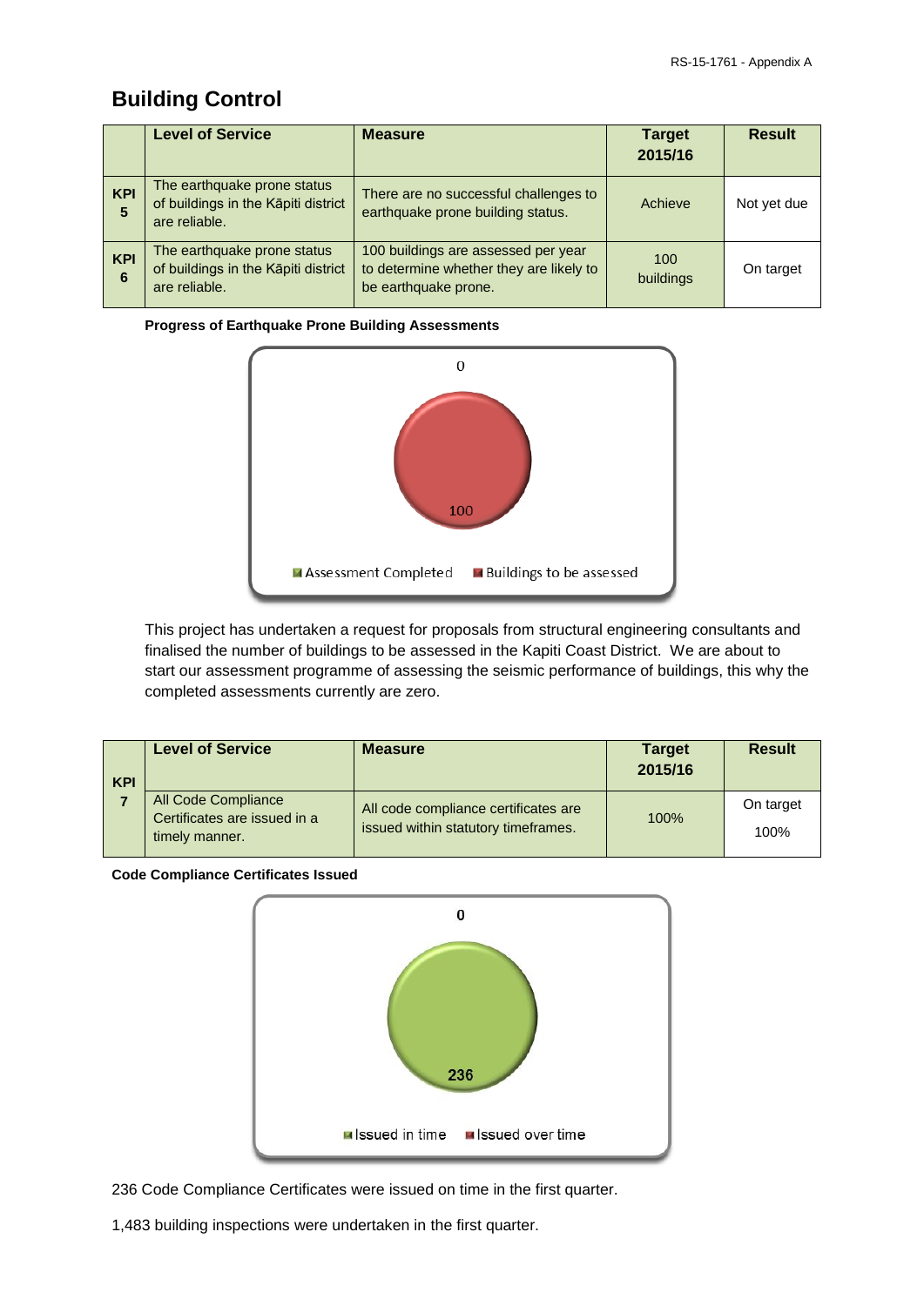# Building Control

| | Level of Service | Measure | Target 2015/16 | Result |
|---|---|---|---|---|
| KPI 5 | The earthquake prone status of buildings in the Kāpiti district are reliable. | There are no successful challenges to earthquake prone building status. | Achieve | Not yet due |
| KPI 6 | The earthquake prone status of buildings in the Kāpiti district are reliable. | 100 buildings are assessed per year to determine whether they are likely to be earthquake prone. | 100 buildings | On target |

**Progress of Earthquake Prone Building Assessments**

0

100

Assessment Completed　Buildings to be assessed

This project has undertaken a request for proposals from structural engineering consultants and finalised the number of buildings to be assessed in the Kapiti Coast District. We are about to start our assessment programme of assessing the seismic performance of buildings, this why the completed assessments currently are zero.

| KPI | Level of Service | Measure | Target 2015/16 | Result |
|---|---|---|---|---|
| 7 | All Code Compliance Certificates are issued in a timely manner. | All code compliance certificates are issued within statutory timeframes. | 100% | On target 100% |

**Code Compliance Certificates Issued**

0

236

Issued in time　Issued over time

236 Code Compliance Certificates were issued on time in the first quarter.

1,483 building inspections were undertaken in the first quarter.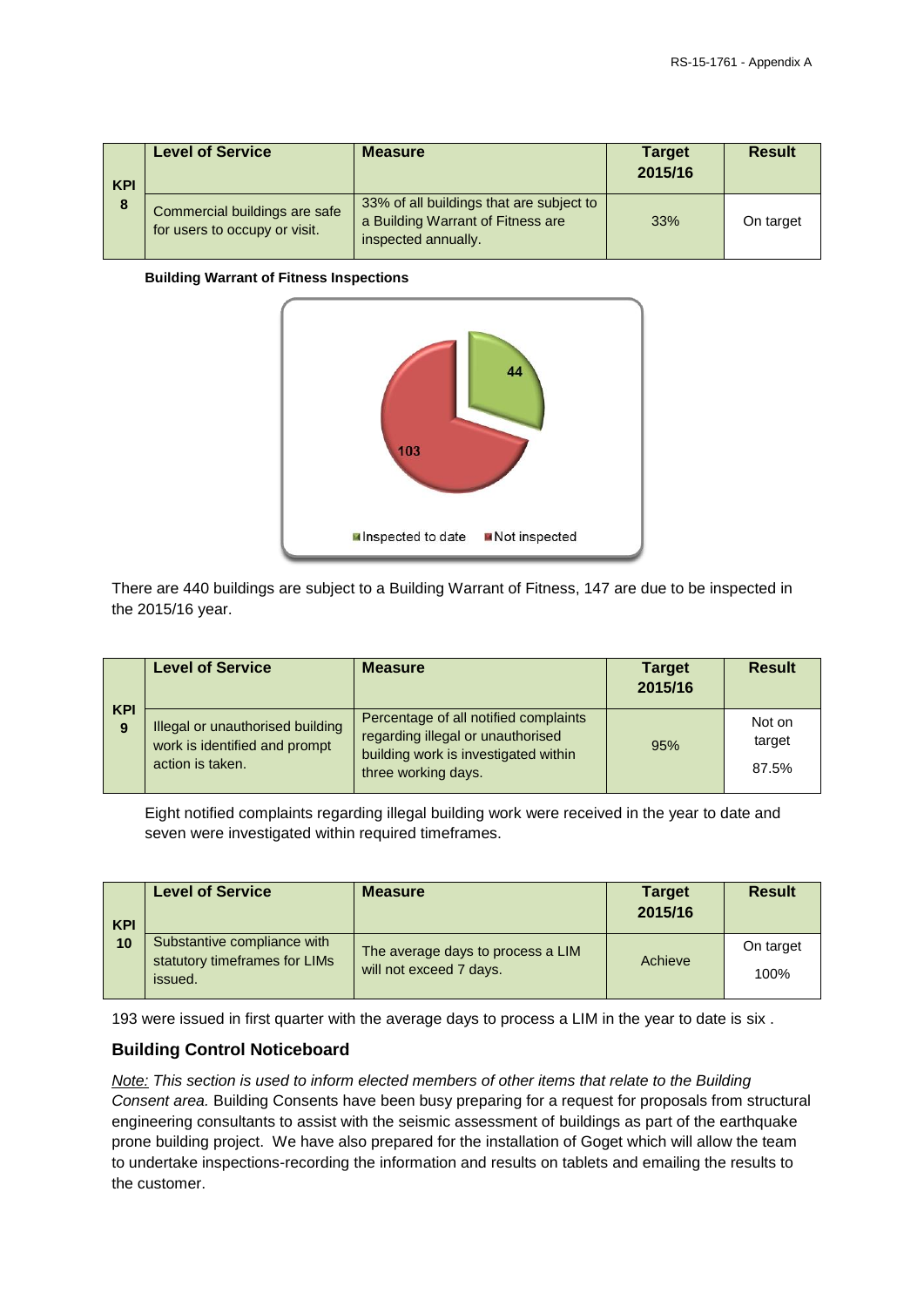| KPI | Level of Service | Measure | Target 2015/16 | Result |
|---|---|---|---|---|
| 8 | Commercial buildings are safe for users to occupy or visit. | 33% of all buildings that are subject to a Building Warrant of Fitness are inspected annually. | 33% | On target |

**Building Warrant of Fitness Inspections**

There are 440 buildings are subject to a Building Warrant of Fitness, 147 are due to be inspected in the 2015/16 year.

| KPI | Level of Service | Measure | Target 2015/16 | Result |
|---|---|---|---|---|
| 9 | Illegal or unauthorised building work is identified and prompt action is taken. | Percentage of all notified complaints regarding illegal or unauthorised building work is investigated within three working days. | 95% | Not on target 87.5% |

Eight notified complaints regarding illegal building work were received in the year to date and seven were investigated within required timeframes.

| KPI | Level of Service | Measure | Target 2015/16 | Result |
|---|---|---|---|---|
| 10 | Substantive compliance with statutory timeframes for LIMs issued. | The average days to process a LIM will not exceed 7 days. | Achieve | On target 100% |

193 were issued in first quarter with the average days to process a LIM in the year to date is six .

## Building Control Noticeboard

*Note: This section is used to inform elected members of other items that relate to the Building Consent area.* Building Consents have been busy preparing for a request for proposals from structural engineering consultants to assist with the seismic assessment of buildings as part of the earthquake prone building project. We have also prepared for the installation of Goget which will allow the team to undertake inspections-recording the information and results on tablets and emailing the results to the customer.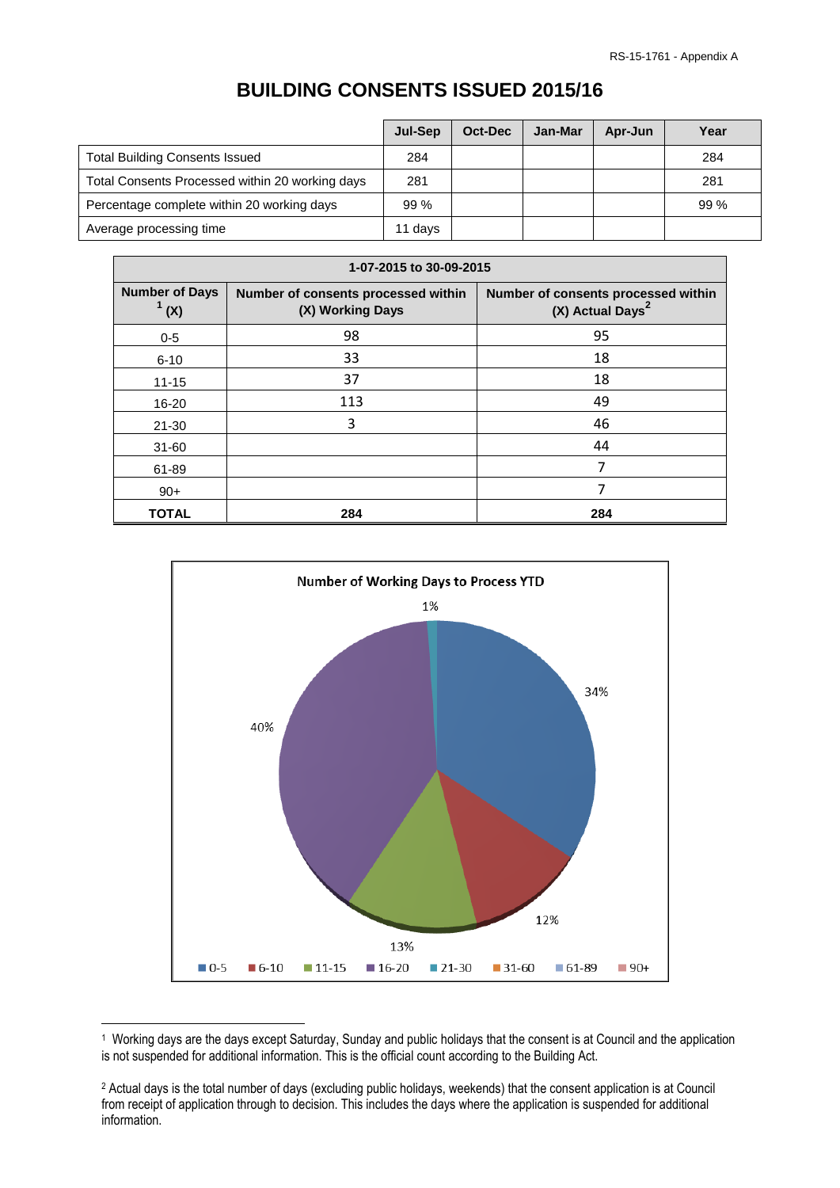# BUILDING CONSENTS ISSUED 2015/16

| | Jul-Sep | Oct-Dec | Jan-Mar | Apr-Jun | Year |
|---|---|---|---|---|---|
| Total Building Consents Issued | 284 | | | | 284 |
| Total Consents Processed within 20 working days | 281 | | | | 281 |
| Percentage complete within 20 working days | 99 % | | | | 99 % |
| Average processing time | 11 days | | | | |

| 1-07-2015 to 30-09-2015 | | |
|---|---|---|
| **Number of Days [1] (X)** | **Number of consents processed within (X) Working Days** | **Number of consents processed within (X) Actual Days[2]** |
| 0-5 | 98 | 95 |
| 6-10 | 33 | 18 |
| 11-15 | 37 | 18 |
| 16-20 | 113 | 49 |
| 21-30 | 3 | 46 |
| 31-60 | | 44 |
| 61-89 | | 7 |
| 90+ | | 7 |
| **TOTAL** | **284** | **284** |

Number of Working Days to Process YTD

0-5: 34%; 6-10: 12%; 11-15: 13%; 16-20: 40%; 21-30: 1%; 31-60; 61-89; 90+

[1] Working days are the days except Saturday, Sunday and public holidays that the consent is at Council and the application is not suspended for additional information. This is the official count according to the Building Act.

[2] Actual days is the total number of days (excluding public holidays, weekends) that the consent application is at Council from receipt of application through to decision. This includes the days where the application is suspended for additional information.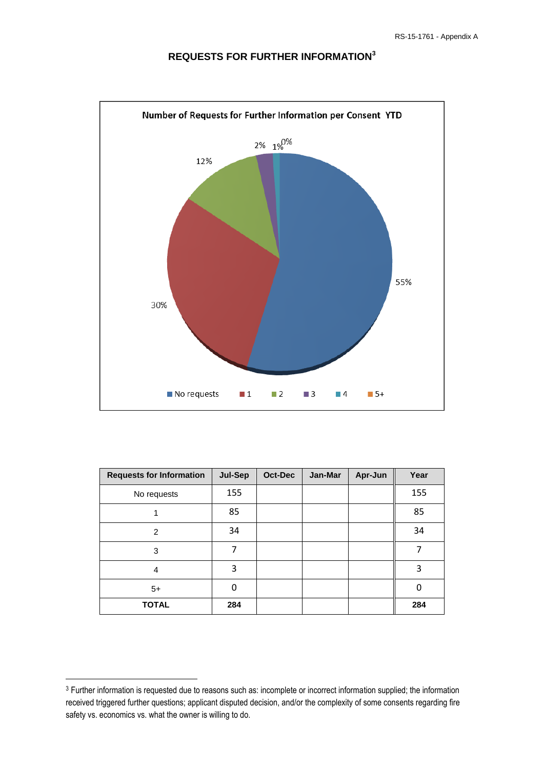# REQUESTS FOR FURTHER INFORMATION[3]

**Number of Requests for Further Information per Consent YTD**

55%

30%

12%

2%

1%

0%

No requests | 1 | 2 | 3 | 4 | 5+

| Requests for Information | Jul-Sep | Oct-Dec | Jan-Mar | Apr-Jun | Year |
|---|---|---|---|---|---|
| No requests | 155 | | | | 155 |
| 1 | 85 | | | | 85 |
| 2 | 34 | | | | 34 |
| 3 | 7 | | | | 7 |
| 4 | 3 | | | | 3 |
| 5+ | 0 | | | | 0 |
| **TOTAL** | **284** | | | | **284** |

[3] Further information is requested due to reasons such as: incomplete or incorrect information supplied; the information received triggered further questions; applicant disputed decision, and/or the complexity of some consents regarding fire safety vs. economics vs. what the owner is willing to do.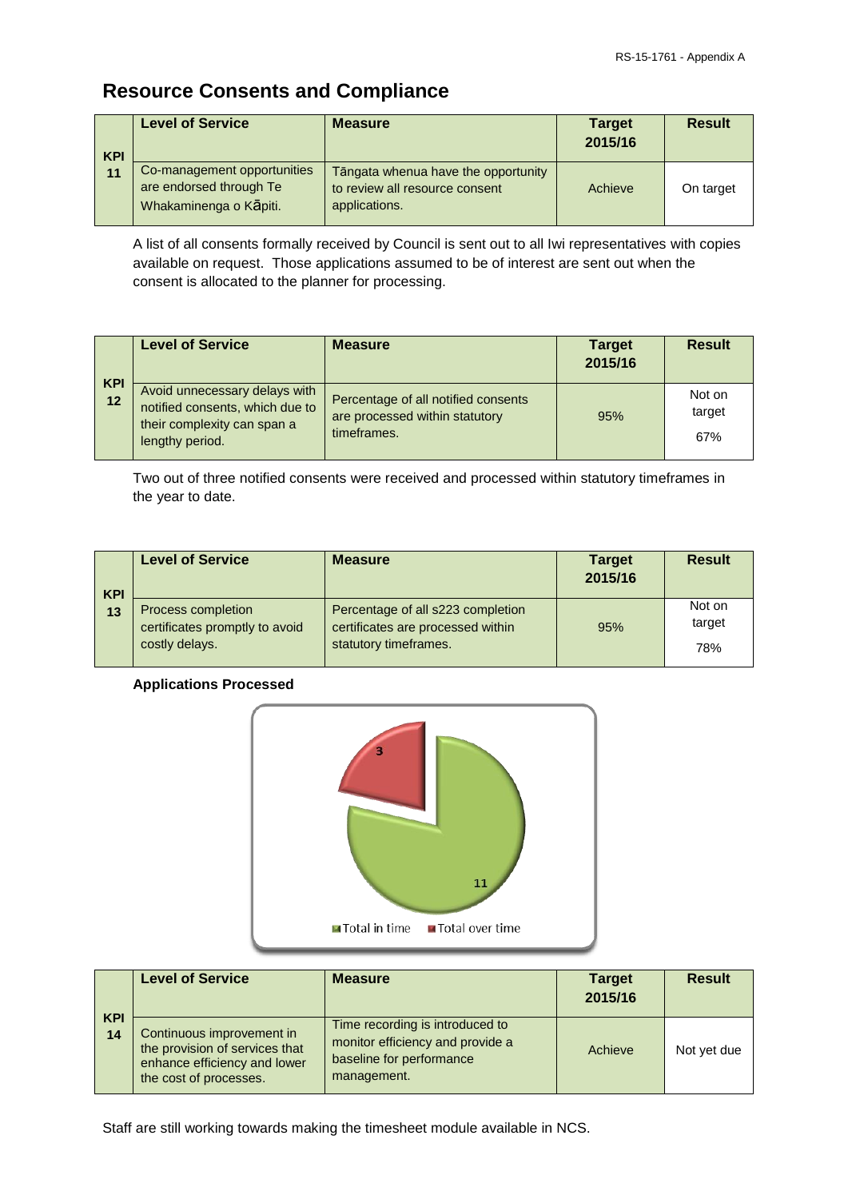## Resource Consents and Compliance

| KPI | Level of Service | Measure | Target 2015/16 | Result |
|---|---|---|---|---|
| 11 | Co-management opportunities are endorsed through Te Whakaminenga o Kāpiti. | Tāngata whenua have the opportunity to review all resource consent applications. | Achieve | On target |

A list of all consents formally received by Council is sent out to all Iwi representatives with copies available on request. Those applications assumed to be of interest are sent out when the consent is allocated to the planner for processing.

| KPI | Level of Service | Measure | Target 2015/16 | Result |
|---|---|---|---|---|
| 12 | Avoid unnecessary delays with notified consents, which due to their complexity can span a lengthy period. | Percentage of all notified consents are processed within statutory timeframes. | 95% | Not on target 67% |

Two out of three notified consents were received and processed within statutory timeframes in the year to date.

| KPI | Level of Service | Measure | Target 2015/16 | Result |
|---|---|---|---|---|
| 13 | Process completion certificates promptly to avoid costly delays. | Percentage of all s223 completion certificates are processed within statutory timeframes. | 95% | Not on target 78% |

**Applications Processed**

| | Total |
|---|---|
| Total in time | 11 |
| Total over time | 3 |

| KPI | Level of Service | Measure | Target 2015/16 | Result |
|---|---|---|---|---|
| 14 | Continuous improvement in the provision of services that enhance efficiency and lower the cost of processes. | Time recording is introduced to monitor efficiency and provide a baseline for performance management. | Achieve | Not yet due |

Staff are still working towards making the timesheet module available in NCS.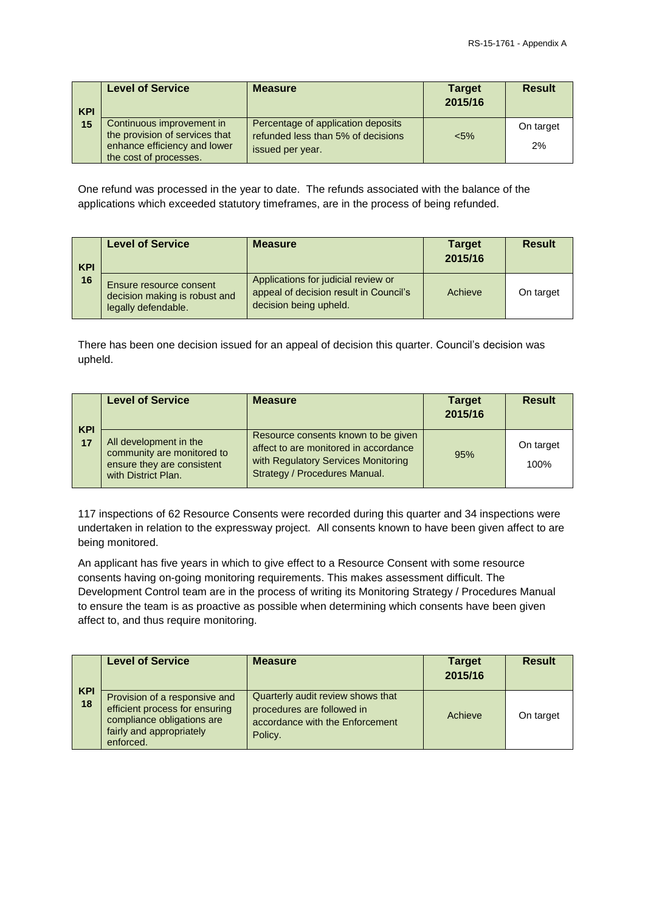| KPI | Level of Service | Measure | Target 2015/16 | Result |
|---|---|---|---|---|
| 15 | Continuous improvement in the provision of services that enhance efficiency and lower the cost of processes. | Percentage of application deposits refunded less than 5% of decisions issued per year. | <5% | On target 2% |

One refund was processed in the year to date. The refunds associated with the balance of the applications which exceeded statutory timeframes, are in the process of being refunded.

| KPI | Level of Service | Measure | Target 2015/16 | Result |
|---|---|---|---|---|
| 16 | Ensure resource consent decision making is robust and legally defendable. | Applications for judicial review or appeal of decision result in Council's decision being upheld. | Achieve | On target |

There has been one decision issued for an appeal of decision this quarter. Council's decision was upheld.

| KPI | Level of Service | Measure | Target 2015/16 | Result |
|---|---|---|---|---|
| 17 | All development in the community are monitored to ensure they are consistent with District Plan. | Resource consents known to be given affect to are monitored in accordance with Regulatory Services Monitoring Strategy / Procedures Manual. | 95% | On target 100% |

117 inspections of 62 Resource Consents were recorded during this quarter and 34 inspections were undertaken in relation to the expressway project. All consents known to have been given affect to are being monitored.

An applicant has five years in which to give effect to a Resource Consent with some resource consents having on-going monitoring requirements. This makes assessment difficult. The Development Control team are in the process of writing its Monitoring Strategy / Procedures Manual to ensure the team is as proactive as possible when determining which consents have been given affect to, and thus require monitoring.

| KPI | Level of Service | Measure | Target 2015/16 | Result |
|---|---|---|---|---|
| 18 | Provision of a responsive and efficient process for ensuring compliance obligations are fairly and appropriately enforced. | Quarterly audit review shows that procedures are followed in accordance with the Enforcement Policy. | Achieve | On target |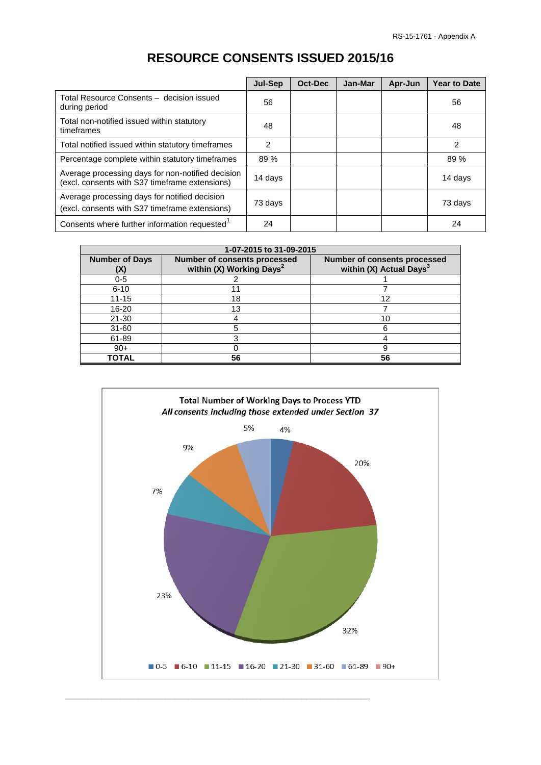# RESOURCE CONSENTS ISSUED 2015/16

| | Jul-Sep | Oct-Dec | Jan-Mar | Apr-Jun | Year to Date |
|---|---|---|---|---|---|
| Total Resource Consents – decision issued during period | 56 | | | | 56 |
| Total non-notified issued within statutory timeframes | 48 | | | | 48 |
| Total notified issued within statutory timeframes | 2 | | | | 2 |
| Percentage complete within statutory timeframes | 89 % | | | | 89 % |
| Average processing days for non-notified decision (excl. consents with S37 timeframe extensions) | 14 days | | | | 14 days |
| Average processing days for notified decision (excl. consents with S37 timeframe extensions) | 73 days | | | | 73 days |
| Consents where further information requested[1] | 24 | | | | 24 |

| 1-07-2015 to 31-09-2015 | | |
|---|---|---|
| **Number of Days (X)** | **Number of consents processed within (X) Working Days[2]** | **Number of consents processed within (X) Actual Days[3]** |
| 0-5 | 2 | 1 |
| 6-10 | 11 | 7 |
| 11-15 | 18 | 12 |
| 16-20 | 13 | 7 |
| 21-30 | 4 | 10 |
| 31-60 | 5 | 6 |
| 61-89 | 3 | 4 |
| 90+ | 0 | 9 |
| **TOTAL** | **56** | **56** |

**Total Number of Working Days to Process YTD**
***All consents including those extended under Section 37***

| Number of Days | Percentage |
|---|---|
| 0-5 | 4% |
| 6-10 | 20% |
| 11-15 | 32% |
| 16-20 | 23% |
| 21-30 | 7% |
| 31-60 | 9% |
| 61-89 | 5% |
| 90+ | |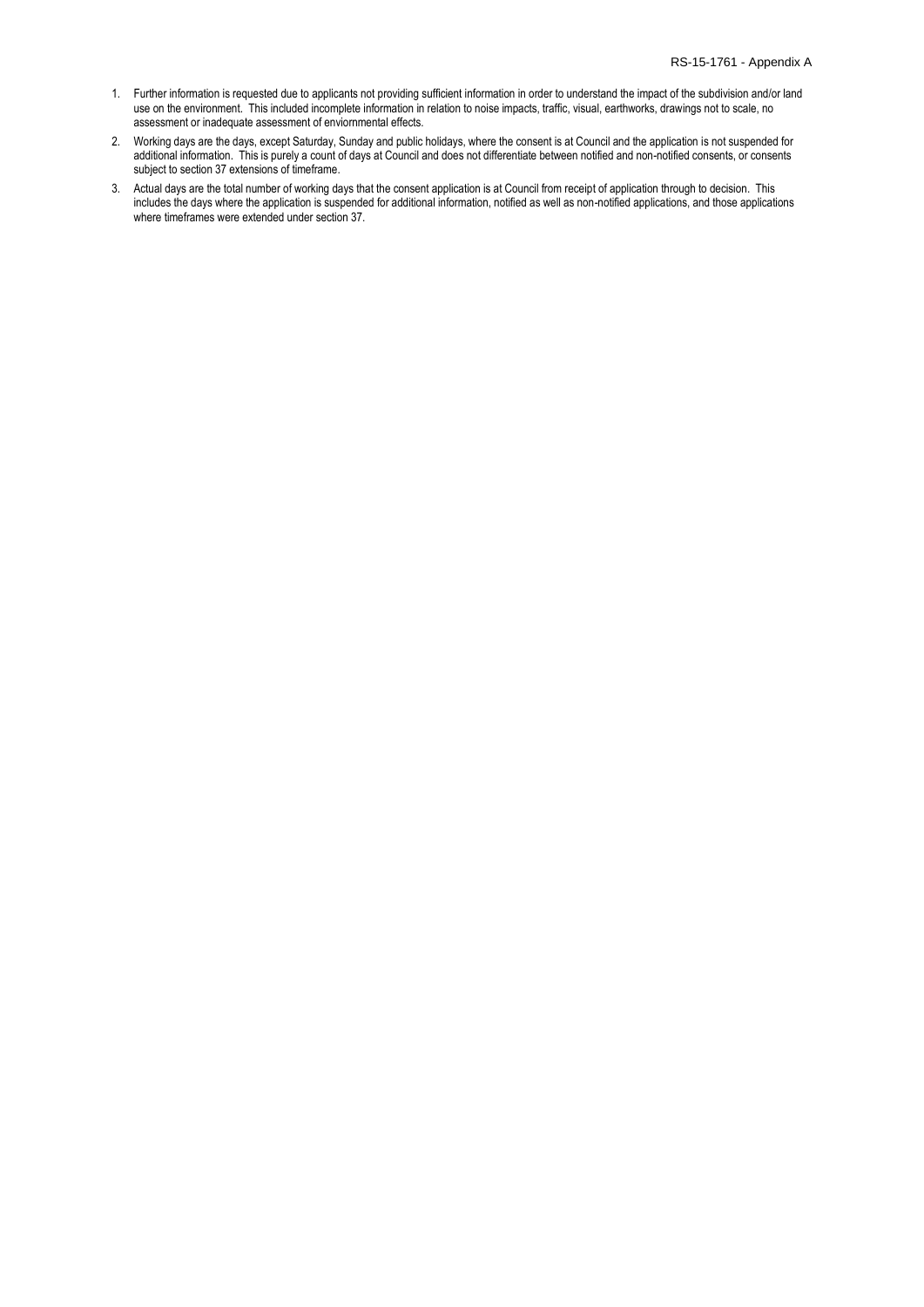1. Further information is requested due to applicants not providing sufficient information in order to understand the impact of the subdivision and/or land use on the environment. This included incomplete information in relation to noise impacts, traffic, visual, earthworks, drawings not to scale, no assessment or inadequate assessment of enviornmental effects.
2. Working days are the days, except Saturday, Sunday and public holidays, where the consent is at Council and the application is not suspended for additional information. This is purely a count of days at Council and does not differentiate between notified and non-notified consents, or consents subject to section 37 extensions of timeframe.
3. Actual days are the total number of working days that the consent application is at Council from receipt of application through to decision. This includes the days where the application is suspended for additional information, notified as well as non-notified applications, and those applications where timeframes were extended under section 37.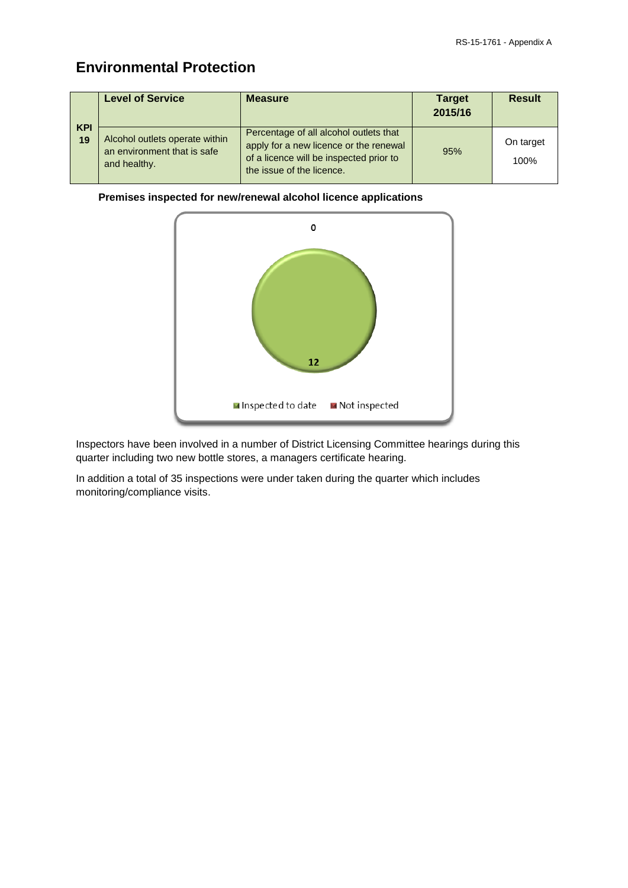## Environmental Protection

| KPI | Level of Service | Measure | Target 2015/16 | Result |
|---|---|---|---|---|
| KPI 19 | Alcohol outlets operate within an environment that is safe and healthy. | Percentage of all alcohol outlets that apply for a new licence or the renewal of a licence will be inspected prior to the issue of the licence. | 95% | On target 100% |

**Premises inspected for new/renewal alcohol licence applications**

0

12

Inspected to date   Not inspected

Inspectors have been involved in a number of District Licensing Committee hearings during this quarter including two new bottle stores, a managers certificate hearing.

In addition a total of 35 inspections were under taken during the quarter which includes monitoring/compliance visits.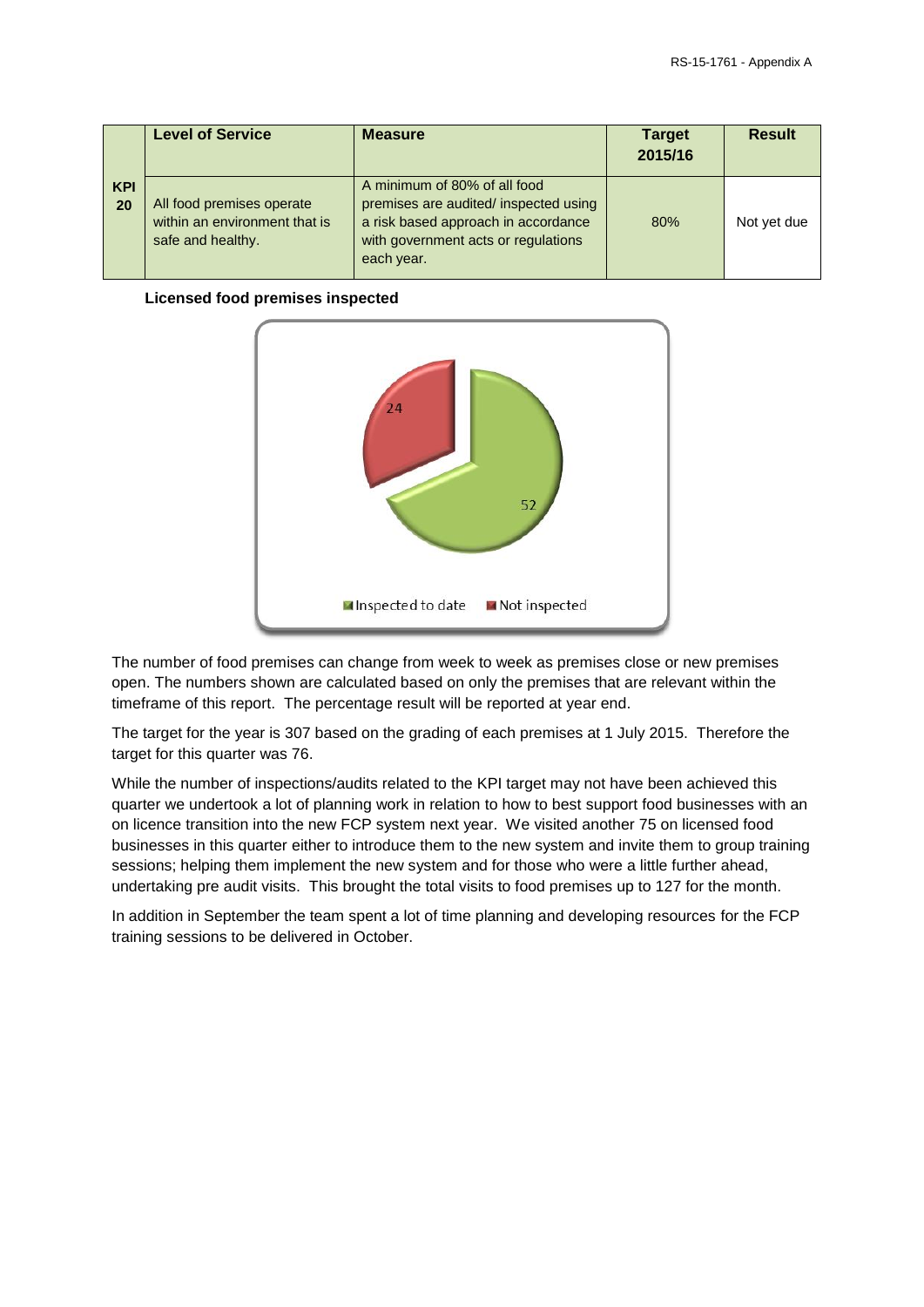| | Level of Service | Measure | Target 2015/16 | Result |
|---|---|---|---|---|
| KPI 20 | All food premises operate within an environment that is safe and healthy. | A minimum of 80% of all food premises are audited/ inspected using a risk based approach in accordance with government acts or regulations each year. | 80% | Not yet due |

**Licensed food premises inspected**

The number of food premises can change from week to week as premises close or new premises open. The numbers shown are calculated based on only the premises that are relevant within the timeframe of this report. The percentage result will be reported at year end.

The target for the year is 307 based on the grading of each premises at 1 July 2015. Therefore the target for this quarter was 76.

While the number of inspections/audits related to the KPI target may not have been achieved this quarter we undertook a lot of planning work in relation to how to best support food businesses with an on licence transition into the new FCP system next year. We visited another 75 on licensed food businesses in this quarter either to introduce them to the new system and invite them to group training sessions; helping them implement the new system and for those who were a little further ahead, undertaking pre audit visits. This brought the total visits to food premises up to 127 for the month.

In addition in September the team spent a lot of time planning and developing resources for the FCP training sessions to be delivered in October.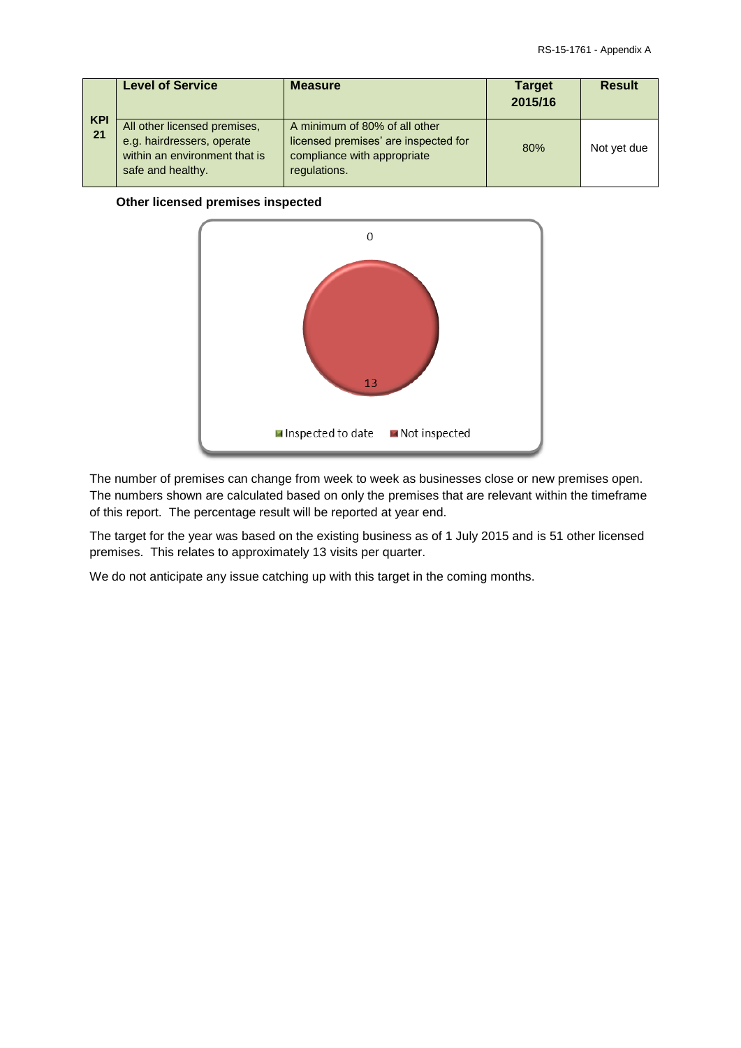| KPI 21 | Level of Service | Measure | Target 2015/16 | Result |
| --- | --- | --- | --- | --- |
| | All other licensed premises, e.g. hairdressers, operate within an environment that is safe and healthy. | A minimum of 80% of all other licensed premises' are inspected for compliance with appropriate regulations. | 80% | Not yet due |

**Other licensed premises inspected**

0

13

Inspected to date   Not inspected

The number of premises can change from week to week as businesses close or new premises open. The numbers shown are calculated based on only the premises that are relevant within the timeframe of this report. The percentage result will be reported at year end.

The target for the year was based on the existing business as of 1 July 2015 and is 51 other licensed premises. This relates to approximately 13 visits per quarter.

We do not anticipate any issue catching up with this target in the coming months.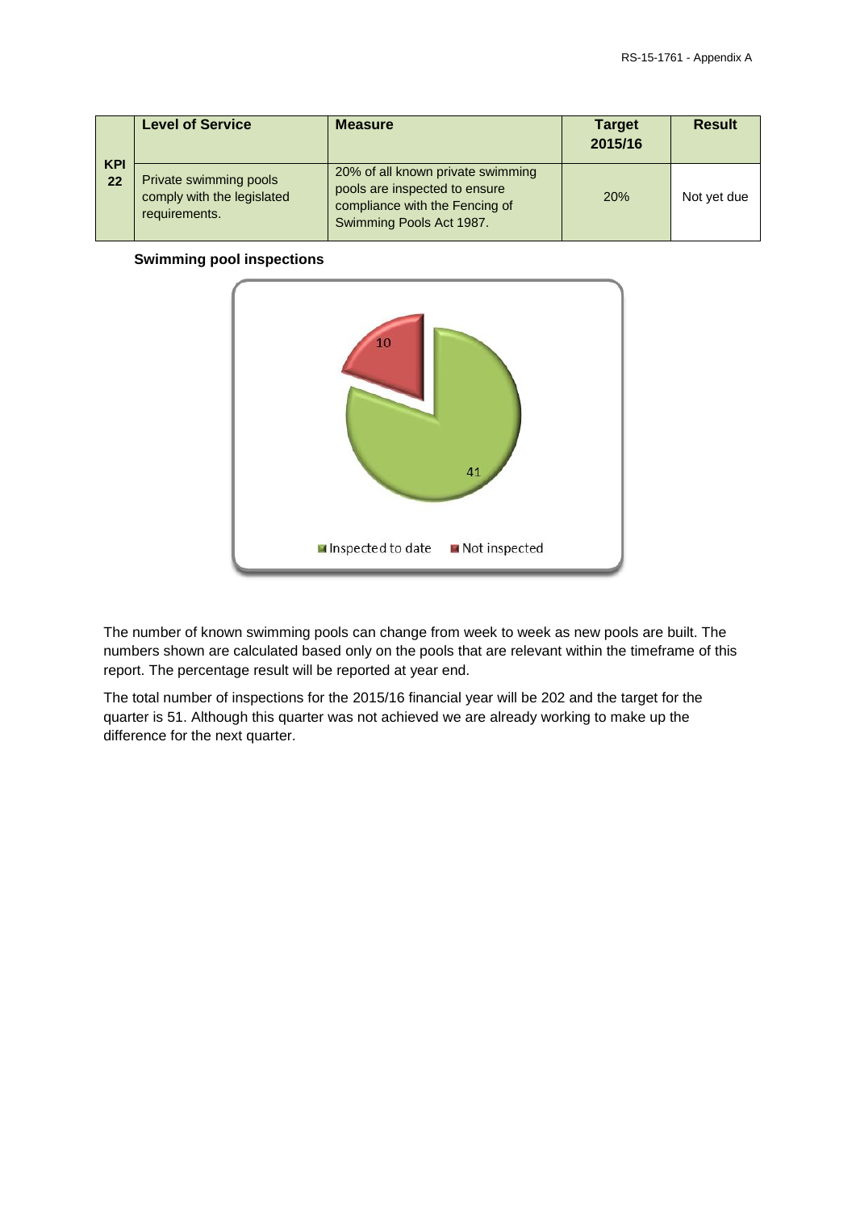| KPI | Level of Service | Measure | Target 2015/16 | Result |
|---|---|---|---|---|
| 22 | Private swimming pools comply with the legislated requirements. | 20% of all known private swimming pools are inspected to ensure compliance with the Fencing of Swimming Pools Act 1987. | 20% | Not yet due |

**Swimming pool inspections**

10

41

Inspected to date  Not inspected

The number of known swimming pools can change from week to week as new pools are built. The numbers shown are calculated based only on the pools that are relevant within the timeframe of this report. The percentage result will be reported at year end.

The total number of inspections for the 2015/16 financial year will be 202 and the target for the quarter is 51. Although this quarter was not achieved we are already working to make up the difference for the next quarter.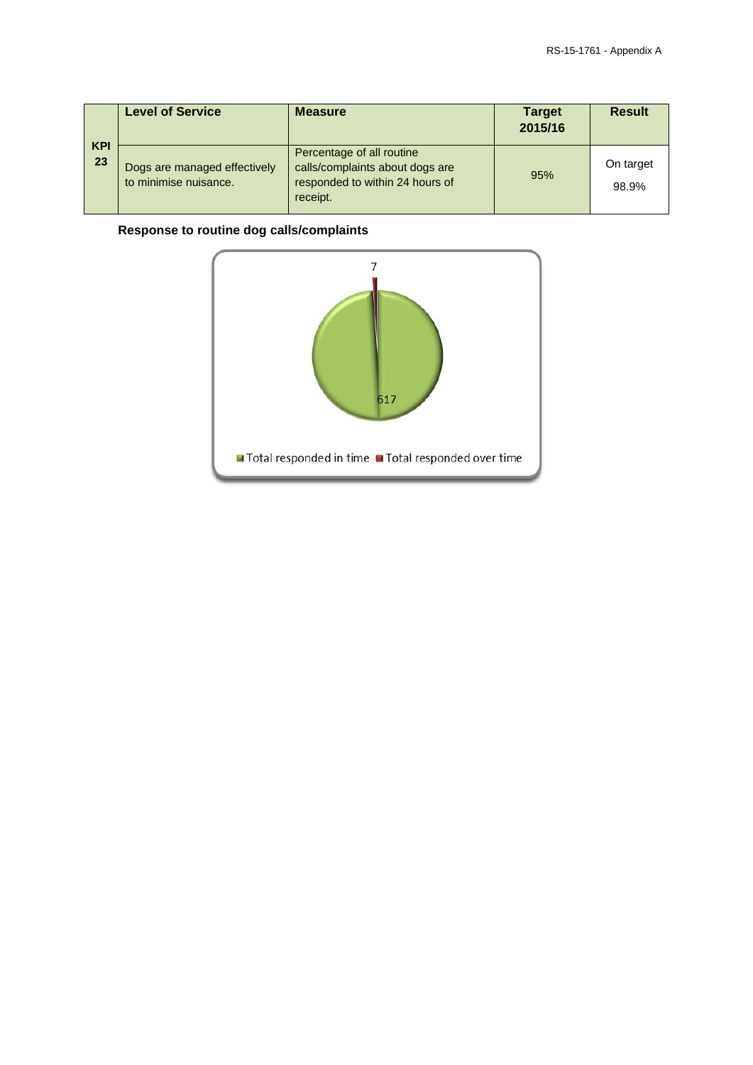| | Level of Service | Measure | Target 2015/16 | Result |
|---|---|---|---|---|
| KPI 23 | Dogs are managed effectively to minimise nuisance. | Percentage of all routine calls/complaints about dogs are responded to within 24 hours of receipt. | 95% | On target 98.9% |

**Response to routine dog calls/complaints**

7

617

Total responded in time · Total responded over time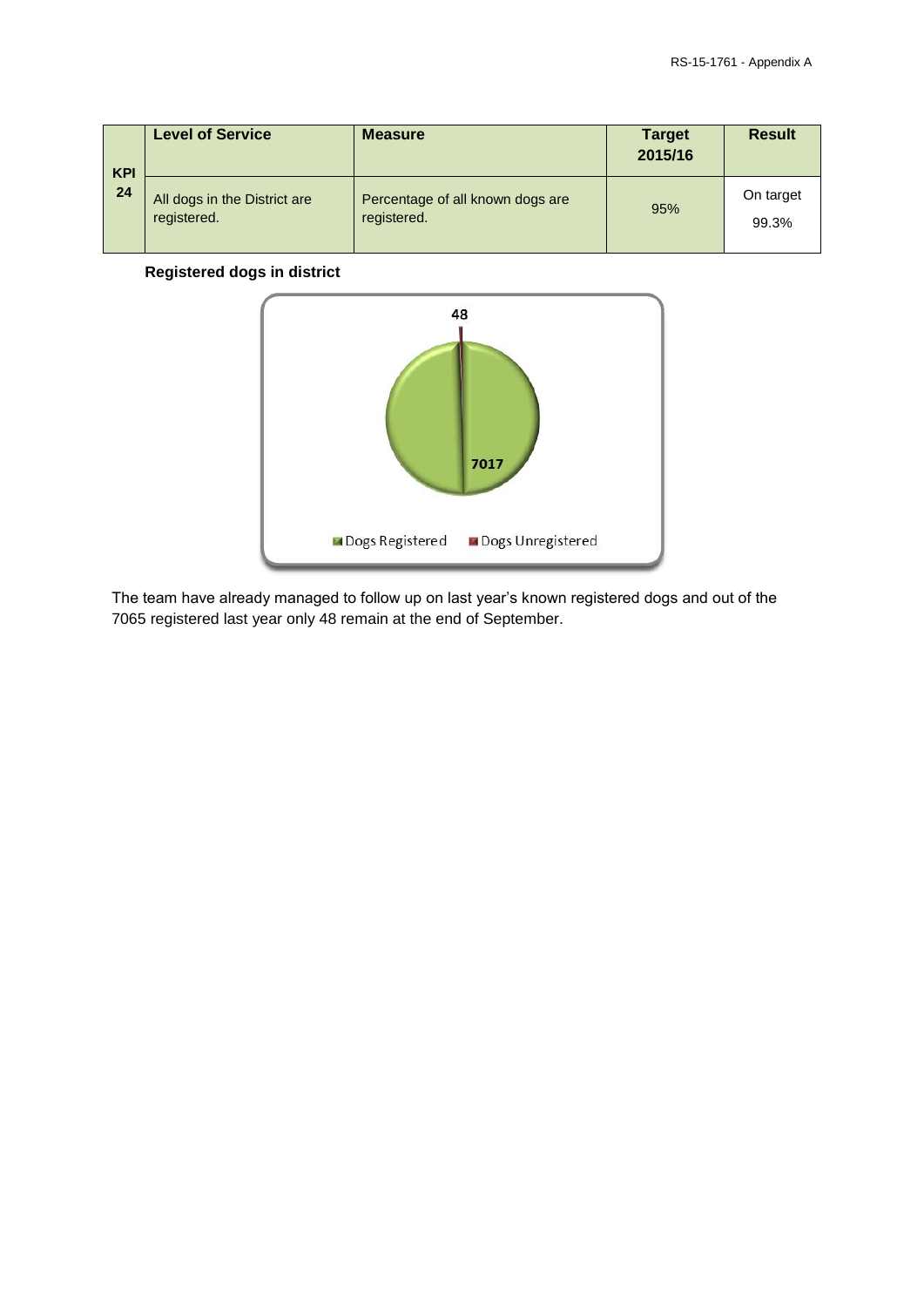| KPI | Level of Service | Measure | Target 2015/16 | Result |
|---|---|---|---|---|
| 24 | All dogs in the District are registered. | Percentage of all known dogs are registered. | 95% | On target 99.3% |

**Registered dogs in district**

48

7017

Dogs Registered

Dogs Unregistered

The team have already managed to follow up on last year's known registered dogs and out of the 7065 registered last year only 48 remain at the end of September.